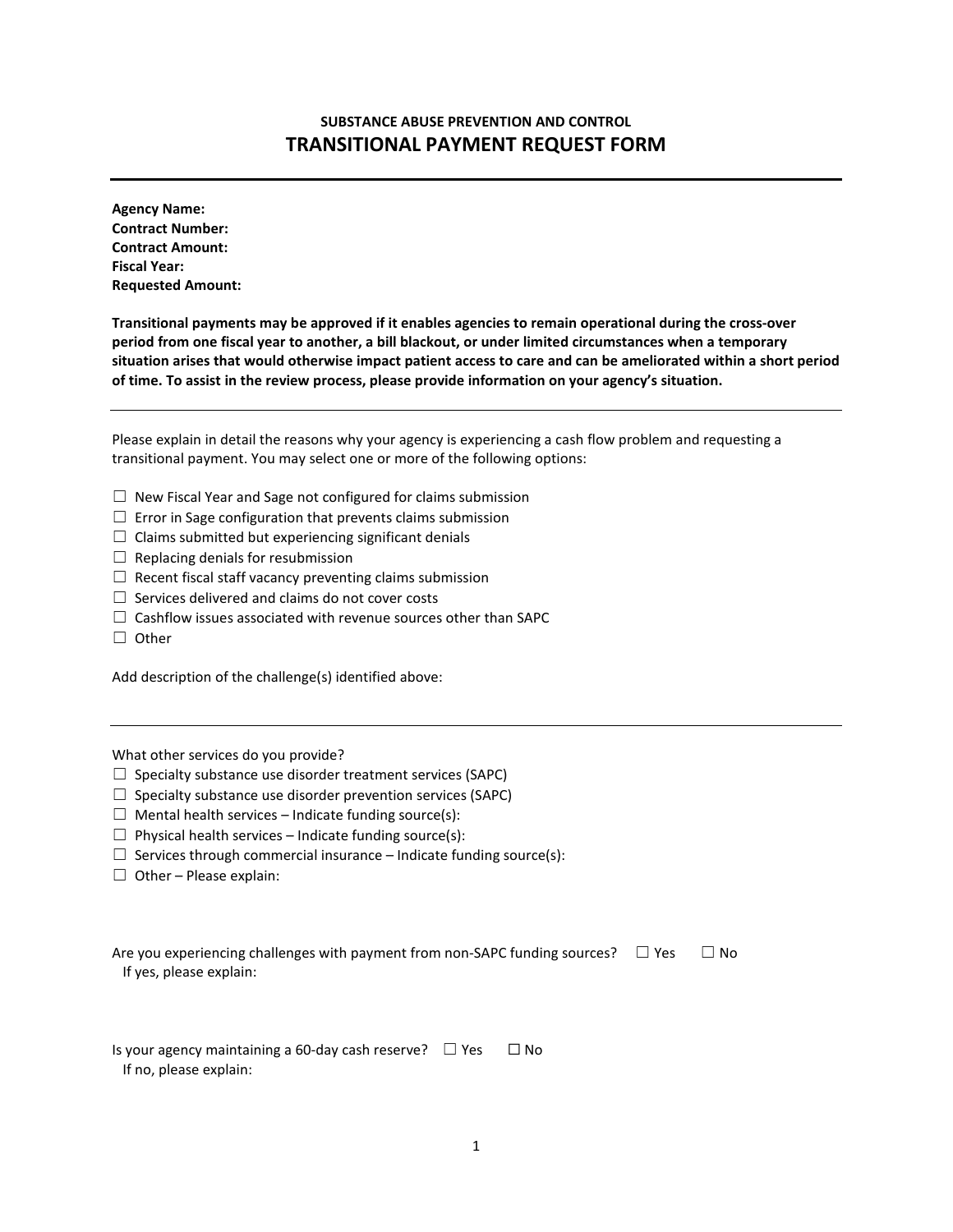**SUBSTANCE ABUSE PREVENTION AND CONTROL**

# TRANSITIONAL PAYMENT REQUEST FORM

---

**Agency Name:**
**Contract Number:**
**Contract Amount:**
**Fiscal Year:**
**Requested Amount:**

**Transitional payments may be approved if it enables agencies to remain operational during the cross-over period from one fiscal year to another, a bill blackout, or under limited circumstances when a temporary situation arises that would otherwise impact patient access to care and can be ameliorated within a short period of time. To assist in the review process, please provide information on your agency's situation.**

---

Please explain in detail the reasons why your agency is experiencing a cash flow problem and requesting a transitional payment. You may select one or more of the following options:

☐ New Fiscal Year and Sage not configured for claims submission
☐ Error in Sage configuration that prevents claims submission
☐ Claims submitted but experiencing significant denials
☐ Replacing denials for resubmission
☐ Recent fiscal staff vacancy preventing claims submission
☐ Services delivered and claims do not cover costs
☐ Cashflow issues associated with revenue sources other than SAPC
☐ Other

Add description of the challenge(s) identified above:

---

What other services do you provide?
☐ Specialty substance use disorder treatment services (SAPC)
☐ Specialty substance use disorder prevention services (SAPC)
☐ Mental health services – Indicate funding source(s):
☐ Physical health services – Indicate funding source(s):
☐ Services through commercial insurance – Indicate funding source(s):
☐ Other – Please explain:

Are you experiencing challenges with payment from non-SAPC funding sources? ☐ Yes ☐ No
If yes, please explain:

Is your agency maintaining a 60-day cash reserve? ☐ Yes ☐ No
If no, please explain: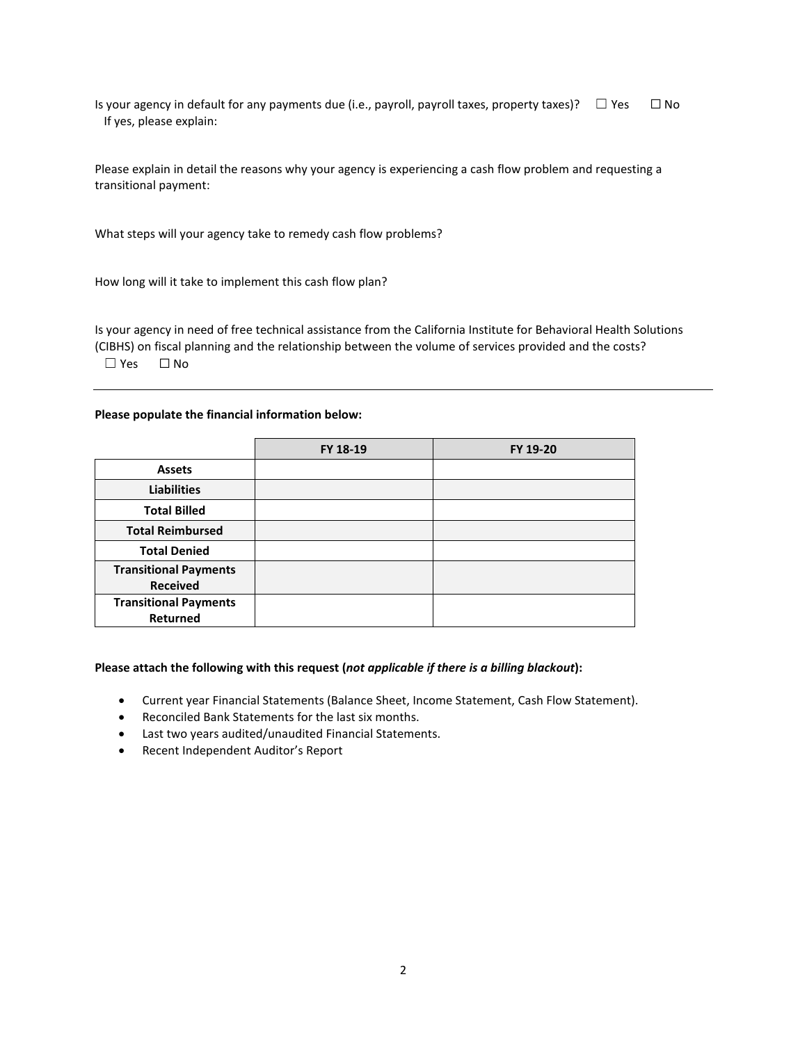Is your agency in default for any payments due (i.e., payroll, payroll taxes, property taxes)? ☐ Yes ☐ No
If yes, please explain:

Please explain in detail the reasons why your agency is experiencing a cash flow problem and requesting a transitional payment:

What steps will your agency take to remedy cash flow problems?

How long will it take to implement this cash flow plan?

Is your agency in need of free technical assistance from the California Institute for Behavioral Health Solutions (CIBHS) on fiscal planning and the relationship between the volume of services provided and the costs?
☐ Yes ☐ No

---

**Please populate the financial information below:**

| | FY 18-19 | FY 19-20 |
|---|---|---|
| **Assets** | | |
| **Liabilities** | | |
| **Total Billed** | | |
| **Total Reimbursed** | | |
| **Total Denied** | | |
| **Transitional Payments Received** | | |
| **Transitional Payments Returned** | | |

**Please attach the following with this request (*not applicable if there is a billing blackout*):**

- Current year Financial Statements (Balance Sheet, Income Statement, Cash Flow Statement).
- Reconciled Bank Statements for the last six months.
- Last two years audited/unaudited Financial Statements.
- Recent Independent Auditor's Report